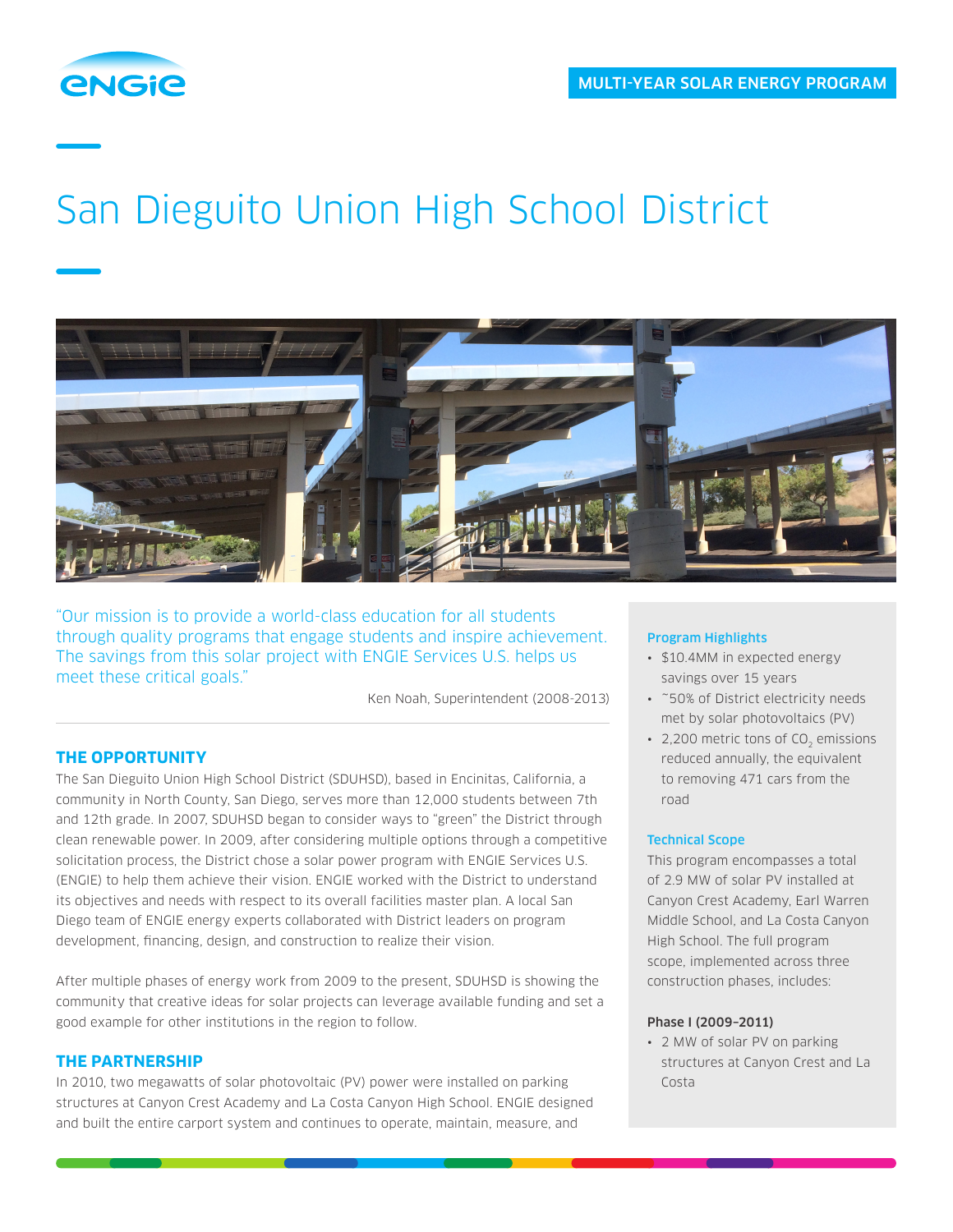MULTI-YEAR SOLAR ENERGY PROGRAM

# San Dieguito Union High School District

"Our mission is to provide a world-class education for all students through quality programs that engage students and inspire achievement. The savings from this solar project with ENGIE Services U.S. helps us meet these critical goals."

Ken Noah, Superintendent (2008-2013)

## THE OPPORTUNITY

The San Dieguito Union High School District (SDUHSD), based in Encinitas, California, a community in North County, San Diego, serves more than 12,000 students between 7th and 12th grade. In 2007, SDUHSD began to consider ways to "green" the District through clean renewable power. In 2009, after considering multiple options through a competitive solicitation process, the District chose a solar power program with ENGIE Services U.S. (ENGIE) to help them achieve their vision. ENGIE worked with the District to understand its objectives and needs with respect to its overall facilities master plan. A local San Diego team of ENGIE energy experts collaborated with District leaders on program development, financing, design, and construction to realize their vision.

After multiple phases of energy work from 2009 to the present, SDUHSD is showing the community that creative ideas for solar projects can leverage available funding and set a good example for other institutions in the region to follow.

## THE PARTNERSHIP

In 2010, two megawatts of solar photovoltaic (PV) power were installed on parking structures at Canyon Crest Academy and La Costa Canyon High School. ENGIE designed and built the entire carport system and continues to operate, maintain, measure, and

### Program Highlights

- $10.4MM in expected energy savings over 15 years
- ~50% of District electricity needs met by solar photovoltaics (PV)
- 2,200 metric tons of $CO_2$ emissions reduced annually, the equivalent to removing 471 cars from the road

### Technical Scope

This program encompasses a total of 2.9 MW of solar PV installed at Canyon Crest Academy, Earl Warren Middle School, and La Costa Canyon High School. The full program scope, implemented across three construction phases, includes:

**Phase I (2009–2011)**

- 2 MW of solar PV on parking structures at Canyon Crest and La Costa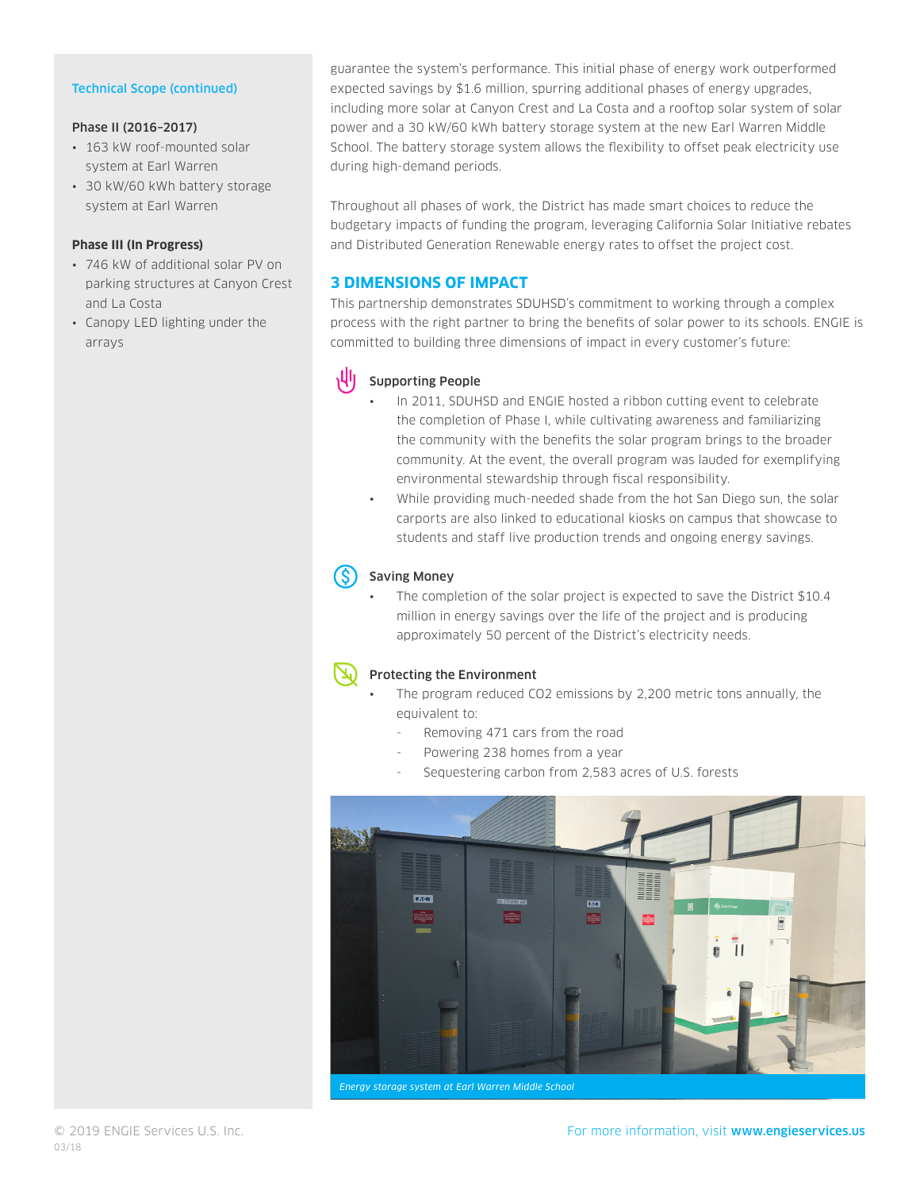Technical Scope (continued)

**Phase II (2016–2017)**

- 163 kW roof-mounted solar system at Earl Warren
- 30 kW/60 kWh battery storage system at Earl Warren

**Phase III (In Progress)**

- 746 kW of additional solar PV on parking structures at Canyon Crest and La Costa
- Canopy LED lighting under the arrays

guarantee the system's performance. This initial phase of energy work outperformed expected savings by $1.6 million, spurring additional phases of energy upgrades, including more solar at Canyon Crest and La Costa and a rooftop solar system of solar power and a 30 kW/60 kWh battery storage system at the new Earl Warren Middle School. The battery storage system allows the flexibility to offset peak electricity use during high-demand periods.

Throughout all phases of work, the District has made smart choices to reduce the budgetary impacts of funding the program, leveraging California Solar Initiative rebates and Distributed Generation Renewable energy rates to offset the project cost.

## 3 DIMENSIONS OF IMPACT

This partnership demonstrates SDUHSD's commitment to working through a complex process with the right partner to bring the benefits of solar power to its schools. ENGIE is committed to building three dimensions of impact in every customer's future:

### Supporting People

- In 2011, SDUHSD and ENGIE hosted a ribbon cutting event to celebrate the completion of Phase I, while cultivating awareness and familiarizing the community with the benefits the solar program brings to the broader community. At the event, the overall program was lauded for exemplifying environmental stewardship through fiscal responsibility.
- While providing much-needed shade from the hot San Diego sun, the solar carports are also linked to educational kiosks on campus that showcase to students and staff live production trends and ongoing energy savings.

### Saving Money

- The completion of the solar project is expected to save the District $10.4 million in energy savings over the life of the project and is producing approximately 50 percent of the District's electricity needs.

### Protecting the Environment

- The program reduced CO2 emissions by 2,200 metric tons annually, the equivalent to:
  - Removing 471 cars from the road
  - Powering 238 homes from a year
  - Sequestering carbon from 2,583 acres of U.S. forests

*Energy storage system at Earl Warren Middle School*

© 2019 ENGIE Services U.S. Inc.
03/18

For more information, visit **www.engieservices.us**